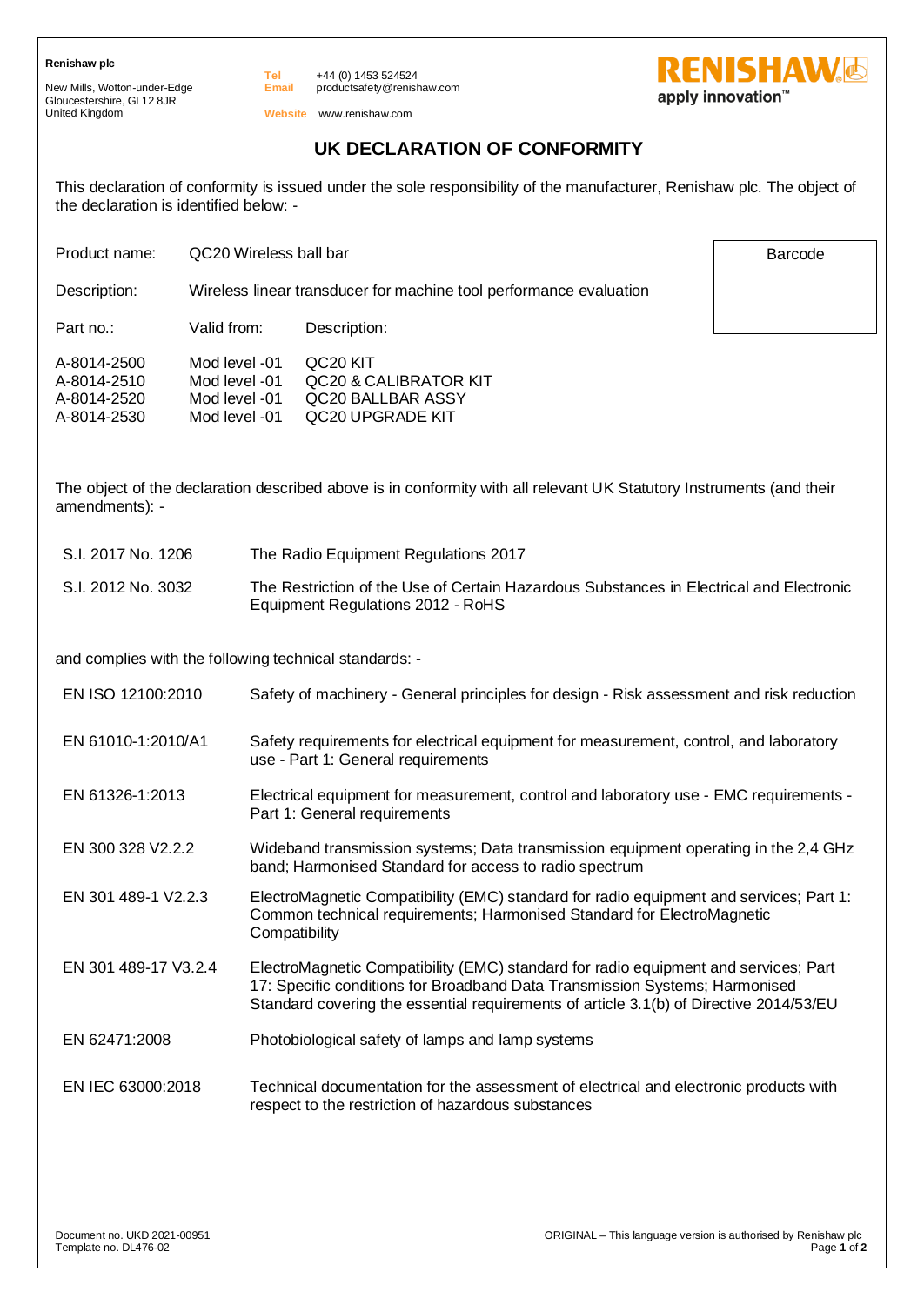**Renishaw plc**

New Mills, Wotton-under-Edge
Gloucestershire, GL12 8JR
United Kingdom

**Tel** +44 (0) 1453 524524
**Email** productsafety@renishaw.com

**Website** www.renishaw.com

RENISHAW
apply innovation™

# UK DECLARATION OF CONFORMITY

This declaration of conformity is issued under the sole responsibility of the manufacturer, Renishaw plc. The object of the declaration is identified below: -

Product name: QC20 Wireless ball bar

Description: Wireless linear transducer for machine tool performance evaluation

Barcode

| Part no.: | Valid from: | Description: |
| --- | --- | --- |
| A-8014-2500 | Mod level -01 | QC20 KIT |
| A-8014-2510 | Mod level -01 | QC20 & CALIBRATOR KIT |
| A-8014-2520 | Mod level -01 | QC20 BALLBAR ASSY |
| A-8014-2530 | Mod level -01 | QC20 UPGRADE KIT |

The object of the declaration described above is in conformity with all relevant UK Statutory Instruments (and their amendments): -

| | |
| --- | --- |
| S.I. 2017 No. 1206 | The Radio Equipment Regulations 2017 |
| S.I. 2012 No. 3032 | The Restriction of the Use of Certain Hazardous Substances in Electrical and Electronic Equipment Regulations 2012 - RoHS |

and complies with the following technical standards: -

| | |
| --- | --- |
| EN ISO 12100:2010 | Safety of machinery - General principles for design - Risk assessment and risk reduction |
| EN 61010-1:2010/A1 | Safety requirements for electrical equipment for measurement, control, and laboratory use - Part 1: General requirements |
| EN 61326-1:2013 | Electrical equipment for measurement, control and laboratory use - EMC requirements - Part 1: General requirements |
| EN 300 328 V2.2.2 | Wideband transmission systems; Data transmission equipment operating in the 2,4 GHz band; Harmonised Standard for access to radio spectrum |
| EN 301 489-1 V2.2.3 | ElectroMagnetic Compatibility (EMC) standard for radio equipment and services; Part 1: Common technical requirements; Harmonised Standard for ElectroMagnetic Compatibility |
| EN 301 489-17 V3.2.4 | ElectroMagnetic Compatibility (EMC) standard for radio equipment and services; Part 17: Specific conditions for Broadband Data Transmission Systems; Harmonised Standard covering the essential requirements of article 3.1(b) of Directive 2014/53/EU |
| EN 62471:2008 | Photobiological safety of lamps and lamp systems |
| EN IEC 63000:2018 | Technical documentation for the assessment of electrical and electronic products with respect to the restriction of hazardous substances |

Document no. UKD 2021-00951
Template no. DL476-02

ORIGINAL – This language version is authorised by Renishaw plc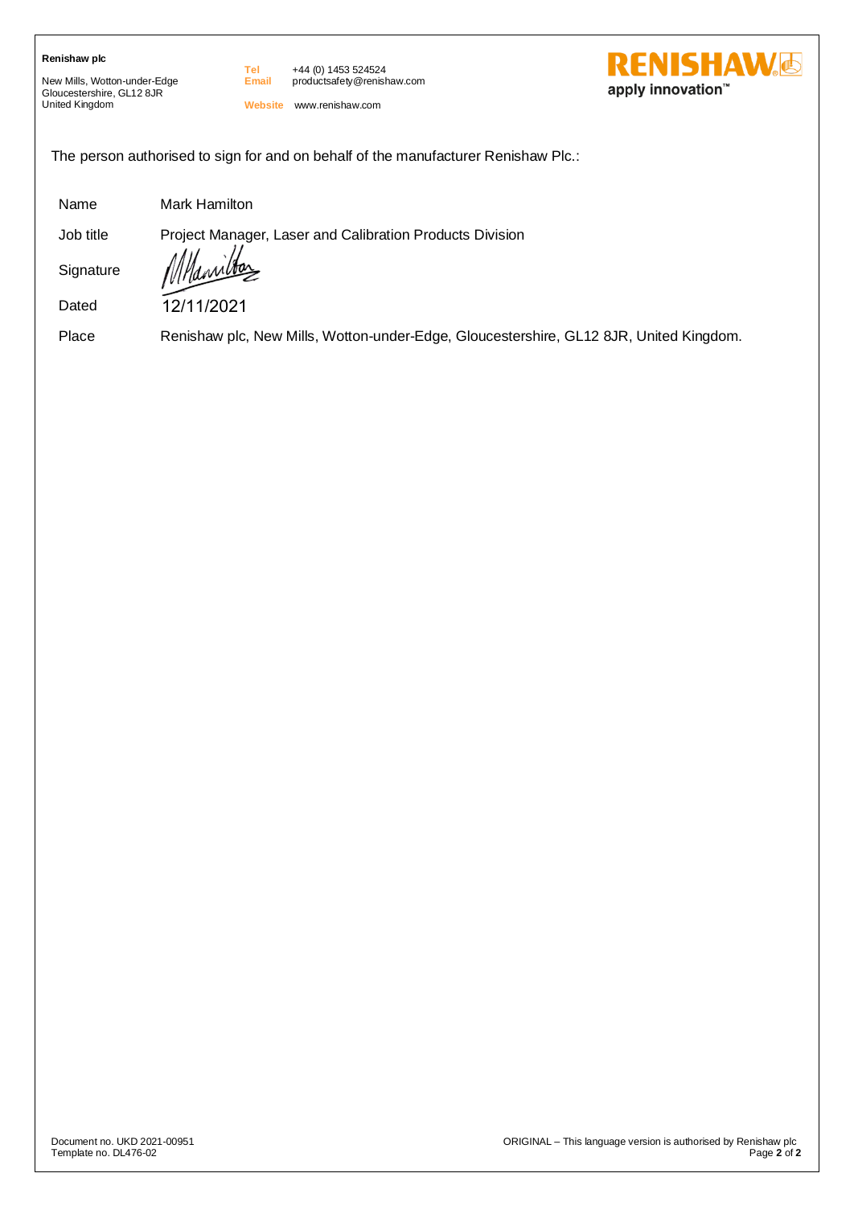**Renishaw plc**

New Mills, Wotton-under-Edge
Gloucestershire, GL12 8JR
United Kingdom

**Tel** +44 (0) 1453 524524
**Email** productsafety@renishaw.com

**Website** www.renishaw.com

RENISHAW
apply innovation™

The person authorised to sign for and on behalf of the manufacturer Renishaw Plc.:

| | |
|---|---|
| Name | Mark Hamilton |
| Job title | Project Manager, Laser and Calibration Products Division |
| Signature | M Hamilton |
| Dated | 12/11/2021 |
| Place | Renishaw plc, New Mills, Wotton-under-Edge, Gloucestershire, GL12 8JR, United Kingdom. |

Document no. UKD 2021-00951
Template no. DL476-02

ORIGINAL – This language version is authorised by Renishaw plc